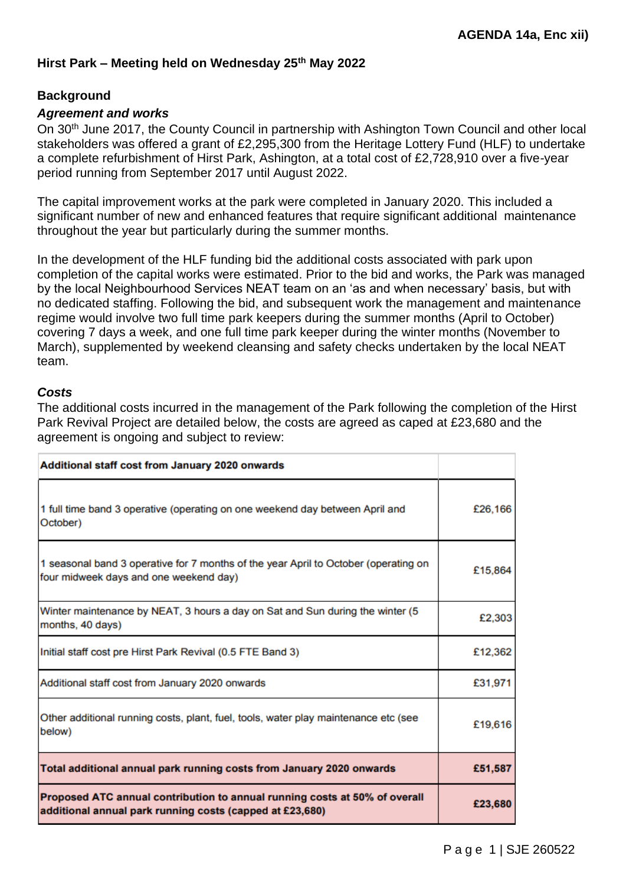**AGENDA 14a, Enc xii)**

## Hirst Park – Meeting held on Wednesday 25th May 2022

### Background

#### *Agreement and works*

On 30th June 2017, the County Council in partnership with Ashington Town Council and other local stakeholders was offered a grant of £2,295,300 from the Heritage Lottery Fund (HLF) to undertake a complete refurbishment of Hirst Park, Ashington, at a total cost of £2,728,910 over a five-year period running from September 2017 until August 2022.

The capital improvement works at the park were completed in January 2020. This included a significant number of new and enhanced features that require significant additional maintenance throughout the year but particularly during the summer months.

In the development of the HLF funding bid the additional costs associated with park upon completion of the capital works were estimated. Prior to the bid and works, the Park was managed by the local Neighbourhood Services NEAT team on an 'as and when necessary' basis, but with no dedicated staffing. Following the bid, and subsequent work the management and maintenance regime would involve two full time park keepers during the summer months (April to October) covering 7 days a week, and one full time park keeper during the winter months (November to March), supplemented by weekend cleansing and safety checks undertaken by the local NEAT team.

#### *Costs*

The additional costs incurred in the management of the Park following the completion of the Hirst Park Revival Project are detailed below, the costs are agreed as caped at £23,680 and the agreement is ongoing and subject to review:

| **Additional staff cost from January 2020 onwards** | |
|---|---|
| 1 full time band 3 operative (operating on one weekend day between April and October) | £26,166 |
| 1 seasonal band 3 operative for 7 months of the year April to October (operating on four midweek days and one weekend day) | £15,864 |
| Winter maintenance by NEAT, 3 hours a day on Sat and Sun during the winter (5 months, 40 days) | £2,303 |
| Initial staff cost pre Hirst Park Revival (0.5 FTE Band 3) | £12,362 |
| Additional staff cost from January 2020 onwards | £31,971 |
| Other additional running costs, plant, fuel, tools, water play maintenance etc (see below) | £19,616 |
| **Total additional annual park running costs from January 2020 onwards** | **£51,587** |
| **Proposed ATC annual contribution to annual running costs at 50% of overall additional annual park running costs (capped at £23,680)** | **£23,680** |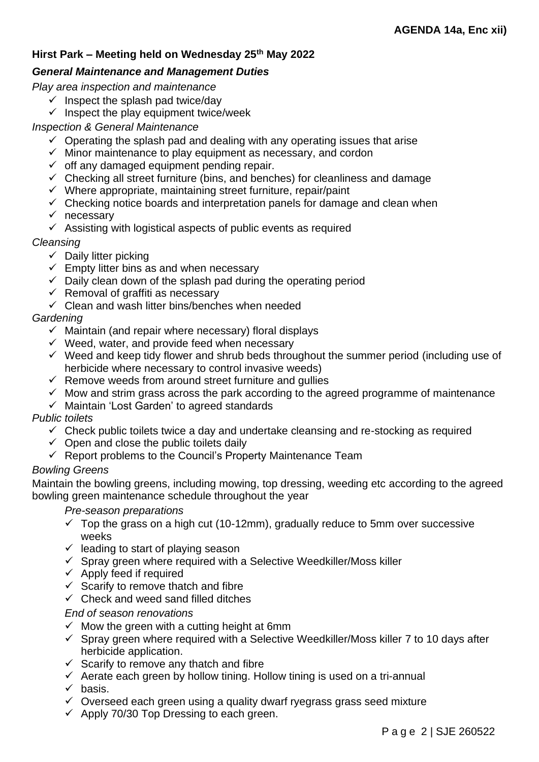**AGENDA 14a, Enc xii)**

**Hirst Park – Meeting held on Wednesday 25th May 2022**

***General Maintenance and Management Duties***

*Play area inspection and maintenance*

- ✓ Inspect the splash pad twice/day
- ✓ Inspect the play equipment twice/week

*Inspection & General Maintenance*

- ✓ Operating the splash pad and dealing with any operating issues that arise
- ✓ Minor maintenance to play equipment as necessary, and cordon
- ✓ off any damaged equipment pending repair.
- ✓ Checking all street furniture (bins, and benches) for cleanliness and damage
- ✓ Where appropriate, maintaining street furniture, repair/paint
- ✓ Checking notice boards and interpretation panels for damage and clean when
- ✓ necessary
- ✓ Assisting with logistical aspects of public events as required

*Cleansing*

- ✓ Daily litter picking
- ✓ Empty litter bins as and when necessary
- ✓ Daily clean down of the splash pad during the operating period
- ✓ Removal of graffiti as necessary
- ✓ Clean and wash litter bins/benches when needed

*Gardening*

- ✓ Maintain (and repair where necessary) floral displays
- ✓ Weed, water, and provide feed when necessary
- ✓ Weed and keep tidy flower and shrub beds throughout the summer period (including use of herbicide where necessary to control invasive weeds)
- ✓ Remove weeds from around street furniture and gullies
- ✓ Mow and strim grass across the park according to the agreed programme of maintenance
- ✓ Maintain 'Lost Garden' to agreed standards

*Public toilets*

- ✓ Check public toilets twice a day and undertake cleansing and re-stocking as required
- ✓ Open and close the public toilets daily
- ✓ Report problems to the Council's Property Maintenance Team

*Bowling Greens*

Maintain the bowling greens, including mowing, top dressing, weeding etc according to the agreed bowling green maintenance schedule throughout the year

*Pre-season preparations*

- ✓ Top the grass on a high cut (10-12mm), gradually reduce to 5mm over successive weeks
- ✓ leading to start of playing season
- ✓ Spray green where required with a Selective Weedkiller/Moss killer
- ✓ Apply feed if required
- ✓ Scarify to remove thatch and fibre
- ✓ Check and weed sand filled ditches

*End of season renovations*

- ✓ Mow the green with a cutting height at 6mm
- ✓ Spray green where required with a Selective Weedkiller/Moss killer 7 to 10 days after herbicide application.
- ✓ Scarify to remove any thatch and fibre
- ✓ Aerate each green by hollow tining. Hollow tining is used on a tri-annual
- ✓ basis.
- ✓ Overseed each green using a quality dwarf ryegrass grass seed mixture
- ✓ Apply 70/30 Top Dressing to each green.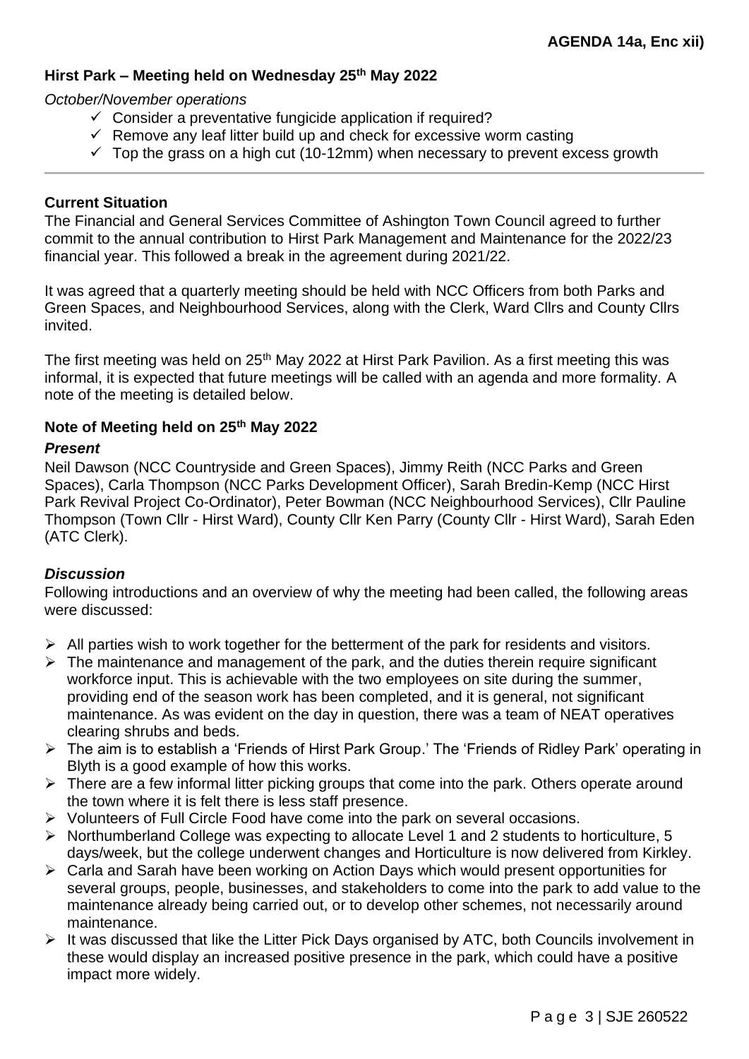**AGENDA 14a, Enc xii)**

**Hirst Park – Meeting held on Wednesday 25th May 2022**

*October/November operations*

- ✓ Consider a preventative fungicide application if required?
- ✓ Remove any leaf litter build up and check for excessive worm casting
- ✓ Top the grass on a high cut (10-12mm) when necessary to prevent excess growth

---

**Current Situation**

The Financial and General Services Committee of Ashington Town Council agreed to further commit to the annual contribution to Hirst Park Management and Maintenance for the 2022/23 financial year. This followed a break in the agreement during 2021/22.

It was agreed that a quarterly meeting should be held with NCC Officers from both Parks and Green Spaces, and Neighbourhood Services, along with the Clerk, Ward Cllrs and County Cllrs invited.

The first meeting was held on 25th May 2022 at Hirst Park Pavilion. As a first meeting this was informal, it is expected that future meetings will be called with an agenda and more formality. A note of the meeting is detailed below.

**Note of Meeting held on 25th May 2022**

***Present***

Neil Dawson (NCC Countryside and Green Spaces), Jimmy Reith (NCC Parks and Green Spaces), Carla Thompson (NCC Parks Development Officer), Sarah Bredin-Kemp (NCC Hirst Park Revival Project Co-Ordinator), Peter Bowman (NCC Neighbourhood Services), Cllr Pauline Thompson (Town Cllr - Hirst Ward), County Cllr Ken Parry (County Cllr - Hirst Ward), Sarah Eden (ATC Clerk).

***Discussion***

Following introductions and an overview of why the meeting had been called, the following areas were discussed:

- All parties wish to work together for the betterment of the park for residents and visitors.
- The maintenance and management of the park, and the duties therein require significant workforce input. This is achievable with the two employees on site during the summer, providing end of the season work has been completed, and it is general, not significant maintenance. As was evident on the day in question, there was a team of NEAT operatives clearing shrubs and beds.
- The aim is to establish a 'Friends of Hirst Park Group.' The 'Friends of Ridley Park' operating in Blyth is a good example of how this works.
- There are a few informal litter picking groups that come into the park. Others operate around the town where it is felt there is less staff presence.
- Volunteers of Full Circle Food have come into the park on several occasions.
- Northumberland College was expecting to allocate Level 1 and 2 students to horticulture, 5 days/week, but the college underwent changes and Horticulture is now delivered from Kirkley.
- Carla and Sarah have been working on Action Days which would present opportunities for several groups, people, businesses, and stakeholders to come into the park to add value to the maintenance already being carried out, or to develop other schemes, not necessarily around maintenance.
- It was discussed that like the Litter Pick Days organised by ATC, both Councils involvement in these would display an increased positive presence in the park, which could have a positive impact more widely.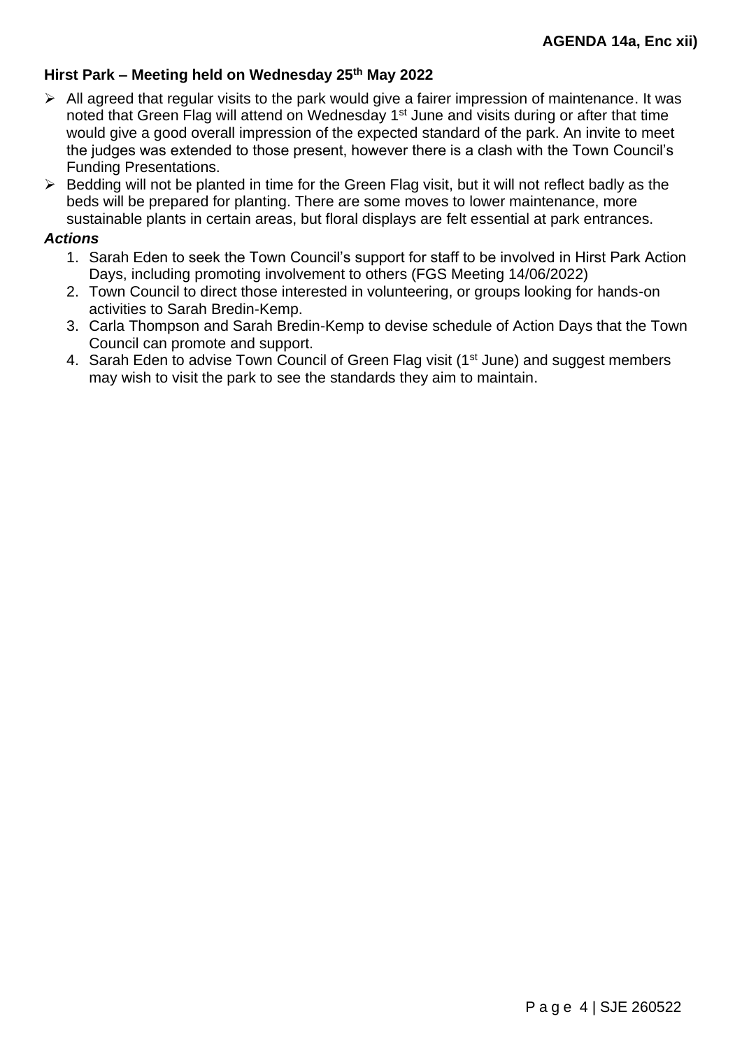**AGENDA 14a, Enc xii)**

### Hirst Park – Meeting held on Wednesday 25th May 2022

- All agreed that regular visits to the park would give a fairer impression of maintenance. It was noted that Green Flag will attend on Wednesday 1st June and visits during or after that time would give a good overall impression of the expected standard of the park. An invite to meet the judges was extended to those present, however there is a clash with the Town Council's Funding Presentations.
- Bedding will not be planted in time for the Green Flag visit, but it will not reflect badly as the beds will be prepared for planting. There are some moves to lower maintenance, more sustainable plants in certain areas, but floral displays are felt essential at park entrances.

***Actions***

1. Sarah Eden to seek the Town Council's support for staff to be involved in Hirst Park Action Days, including promoting involvement to others (FGS Meeting 14/06/2022)
2. Town Council to direct those interested in volunteering, or groups looking for hands-on activities to Sarah Bredin-Kemp.
3. Carla Thompson and Sarah Bredin-Kemp to devise schedule of Action Days that the Town Council can promote and support.
4. Sarah Eden to advise Town Council of Green Flag visit (1st June) and suggest members may wish to visit the park to see the standards they aim to maintain.